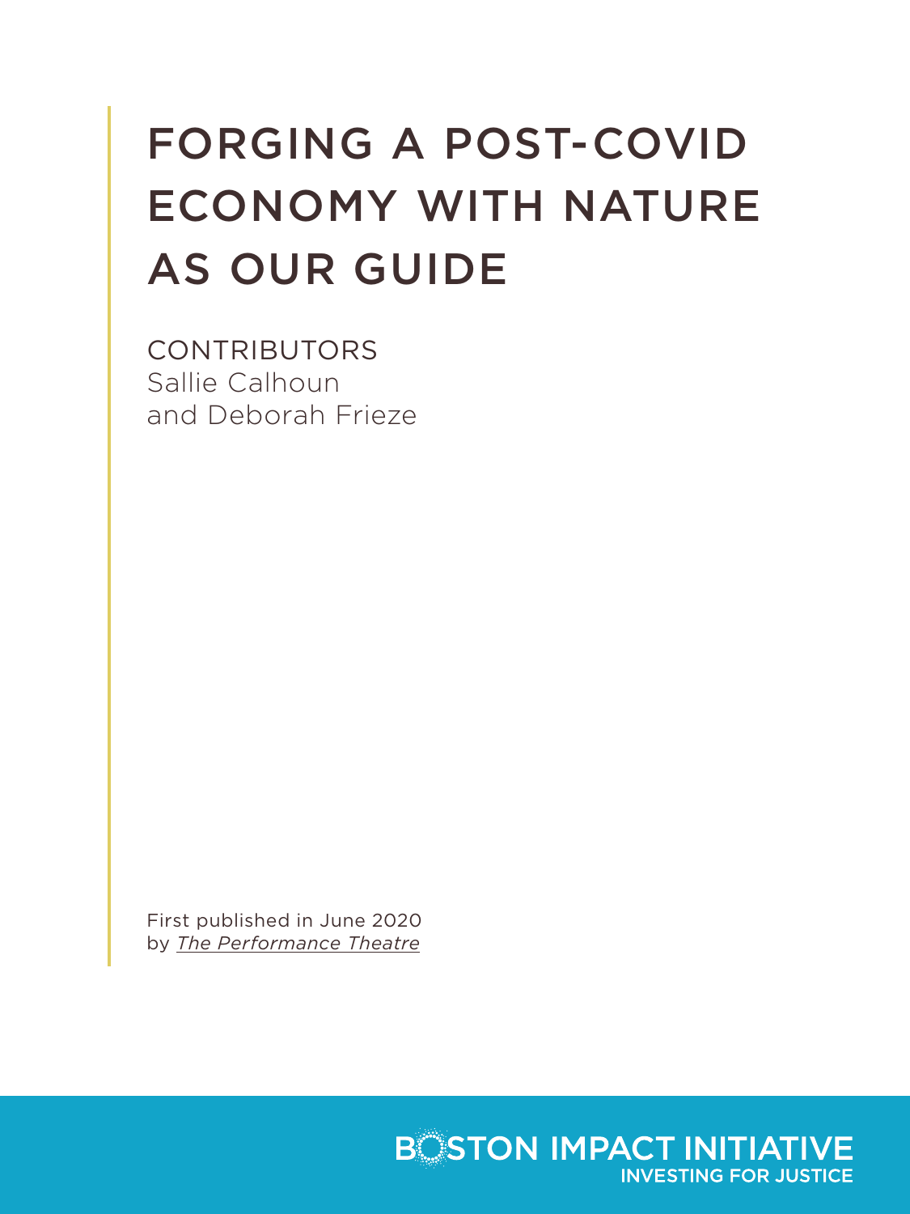# FORGING A POST-COVID ECONOMY WITH NATURE AS OUR GUIDE

CONTRIBUTORS
Sallie Calhoun
and Deborah Frieze

First published in June 2020
by *The Performance Theatre*

BOSTON IMPACT INITIATIVE
INVESTING FOR JUSTICE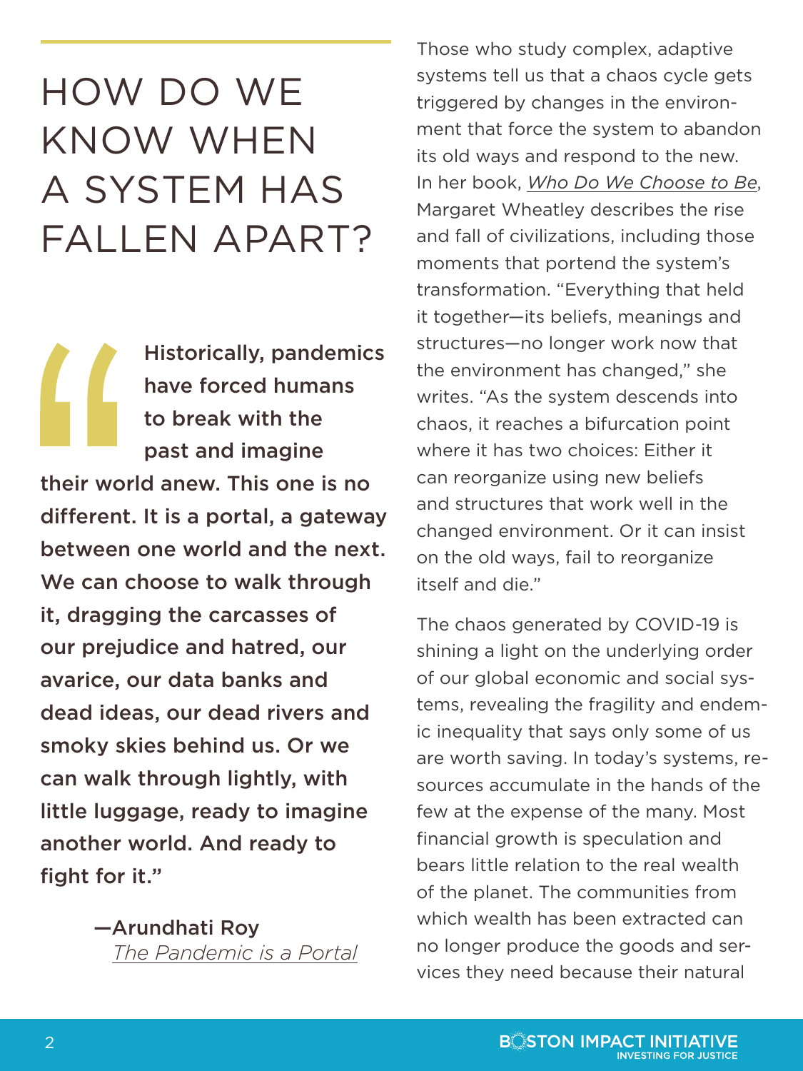# HOW DO WE KNOW WHEN A SYSTEM HAS FALLEN APART?

> **"Historically, pandemics have forced humans to break with the past and imagine their world anew. This one is no different. It is a portal, a gateway between one world and the next. We can choose to walk through it, dragging the carcasses of our prejudice and hatred, our avarice, our data banks and dead ideas, our dead rivers and smoky skies behind us. Or we can walk through lightly, with little luggage, ready to imagine another world. And ready to fight for it."**
>
> **—Arundhati Roy**
> *The Pandemic is a Portal*

Those who study complex, adaptive systems tell us that a chaos cycle gets triggered by changes in the environment that force the system to abandon its old ways and respond to the new. In her book, *Who Do We Choose to Be*, Margaret Wheatley describes the rise and fall of civilizations, including those moments that portend the system's transformation. "Everything that held it together—its beliefs, meanings and structures—no longer work now that the environment has changed," she writes. "As the system descends into chaos, it reaches a bifurcation point where it has two choices: Either it can reorganize using new beliefs and structures that work well in the changed environment. Or it can insist on the old ways, fail to reorganize itself and die."

The chaos generated by COVID-19 is shining a light on the underlying order of our global economic and social systems, revealing the fragility and endemic inequality that says only some of us are worth saving. In today's systems, resources accumulate in the hands of the few at the expense of the many. Most financial growth is speculation and bears little relation to the real wealth of the planet. The communities from which wealth has been extracted can no longer produce the goods and services they need because their natural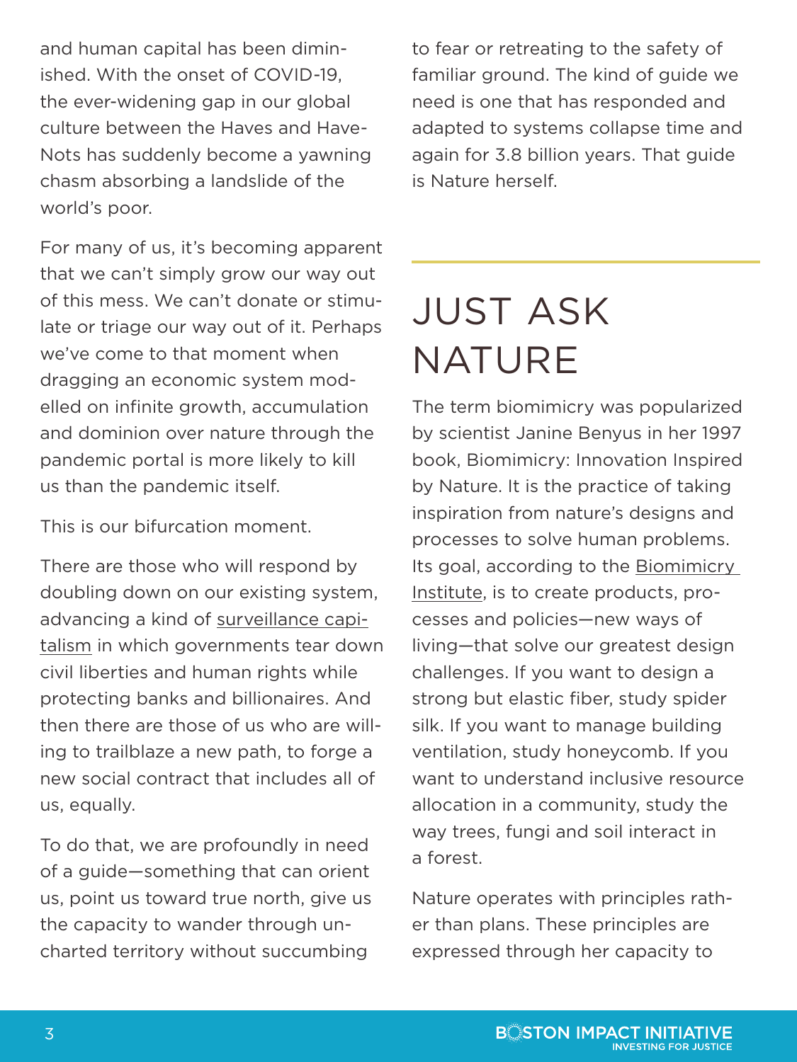and human capital has been diminished. With the onset of COVID-19, the ever-widening gap in our global culture between the Haves and Have-Nots has suddenly become a yawning chasm absorbing a landslide of the world's poor.

For many of us, it's becoming apparent that we can't simply grow our way out of this mess. We can't donate or stimulate or triage our way out of it. Perhaps we've come to that moment when dragging an economic system modelled on infinite growth, accumulation and dominion over nature through the pandemic portal is more likely to kill us than the pandemic itself.

This is our bifurcation moment.

There are those who will respond by doubling down on our existing system, advancing a kind of surveillance capitalism in which governments tear down civil liberties and human rights while protecting banks and billionaires. And then there are those of us who are willing to trailblaze a new path, to forge a new social contract that includes all of us, equally.

To do that, we are profoundly in need of a guide—something that can orient us, point us toward true north, give us the capacity to wander through uncharted territory without succumbing to fear or retreating to the safety of familiar ground. The kind of guide we need is one that has responded and adapted to systems collapse time and again for 3.8 billion years. That guide is Nature herself.

## JUST ASK NATURE

The term biomimicry was popularized by scientist Janine Benyus in her 1997 book, Biomimicry: Innovation Inspired by Nature. It is the practice of taking inspiration from nature's designs and processes to solve human problems. Its goal, according to the Biomimicry Institute, is to create products, processes and policies—new ways of living—that solve our greatest design challenges. If you want to design a strong but elastic fiber, study spider silk. If you want to manage building ventilation, study honeycomb. If you want to understand inclusive resource allocation in a community, study the way trees, fungi and soil interact in a forest.

Nature operates with principles rather than plans. These principles are expressed through her capacity to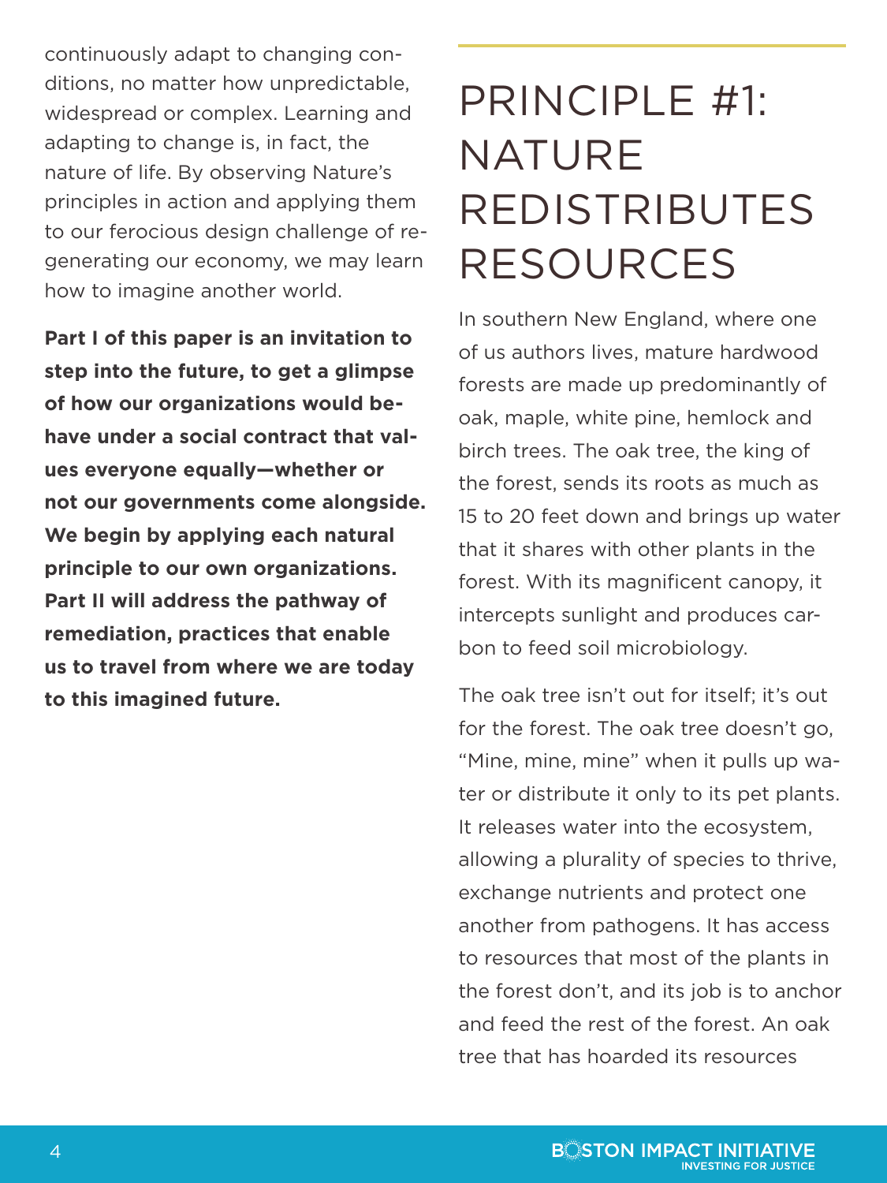continuously adapt to changing conditions, no matter how unpredictable, widespread or complex. Learning and adapting to change is, in fact, the nature of life. By observing Nature's principles in action and applying them to our ferocious design challenge of regenerating our economy, we may learn how to imagine another world.

**Part I of this paper is an invitation to step into the future, to get a glimpse of how our organizations would behave under a social contract that values everyone equally—whether or not our governments come alongside. We begin by applying each natural principle to our own organizations. Part II will address the pathway of remediation, practices that enable us to travel from where we are today to this imagined future.**

# PRINCIPLE #1: NATURE REDISTRIBUTES RESOURCES

In southern New England, where one of us authors lives, mature hardwood forests are made up predominantly of oak, maple, white pine, hemlock and birch trees. The oak tree, the king of the forest, sends its roots as much as 15 to 20 feet down and brings up water that it shares with other plants in the forest. With its magnificent canopy, it intercepts sunlight and produces carbon to feed soil microbiology.

The oak tree isn't out for itself; it's out for the forest. The oak tree doesn't go, "Mine, mine, mine" when it pulls up water or distribute it only to its pet plants. It releases water into the ecosystem, allowing a plurality of species to thrive, exchange nutrients and protect one another from pathogens. It has access to resources that most of the plants in the forest don't, and its job is to anchor and feed the rest of the forest. An oak tree that has hoarded its resources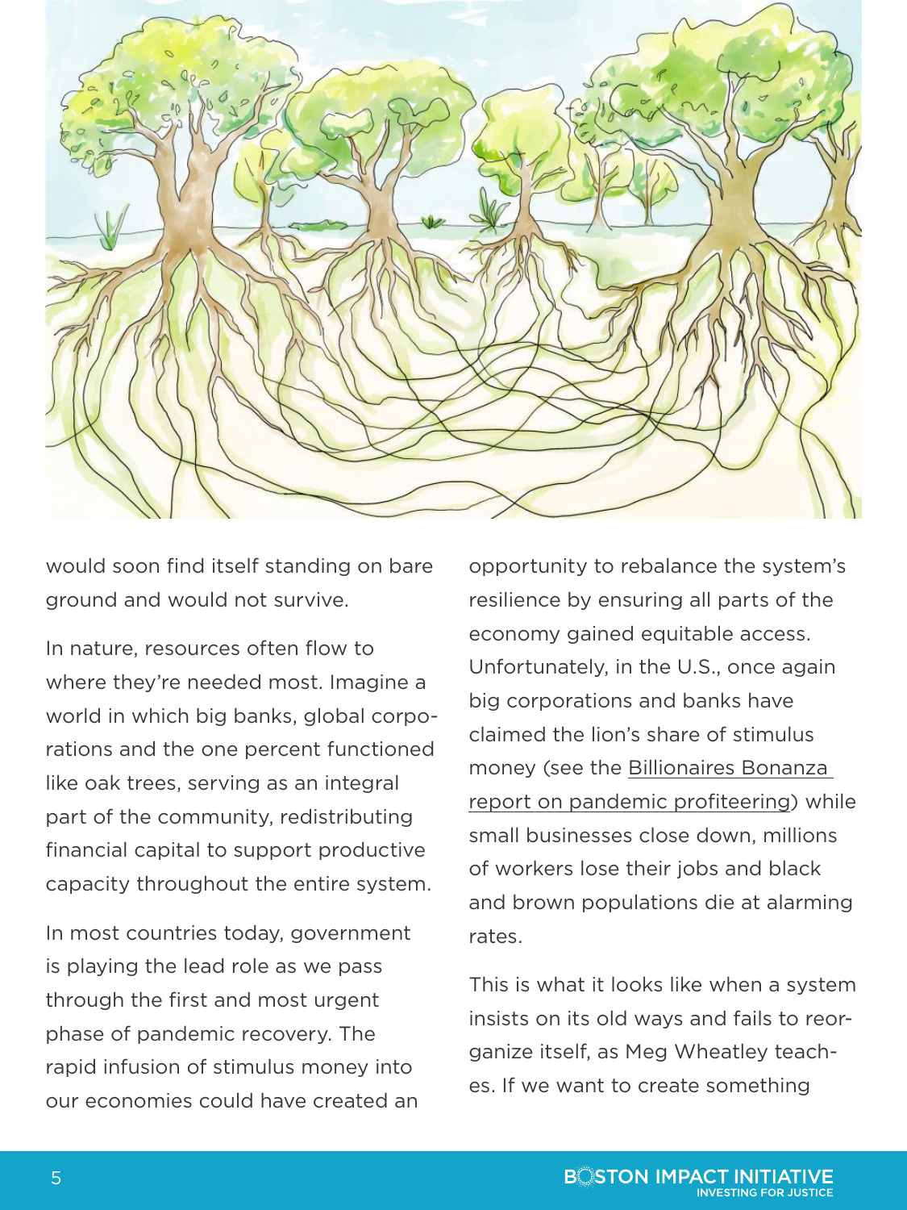would soon find itself standing on bare ground and would not survive.

In nature, resources often flow to where they're needed most. Imagine a world in which big banks, global corporations and the one percent functioned like oak trees, serving as an integral part of the community, redistributing financial capital to support productive capacity throughout the entire system.

In most countries today, government is playing the lead role as we pass through the first and most urgent phase of pandemic recovery. The rapid infusion of stimulus money into our economies could have created an opportunity to rebalance the system's resilience by ensuring all parts of the economy gained equitable access. Unfortunately, in the U.S., once again big corporations and banks have claimed the lion's share of stimulus money (see the Billionaires Bonanza report on pandemic profiteering) while small businesses close down, millions of workers lose their jobs and black and brown populations die at alarming rates.

This is what it looks like when a system insists on its old ways and fails to reorganize itself, as Meg Wheatley teaches. If we want to create something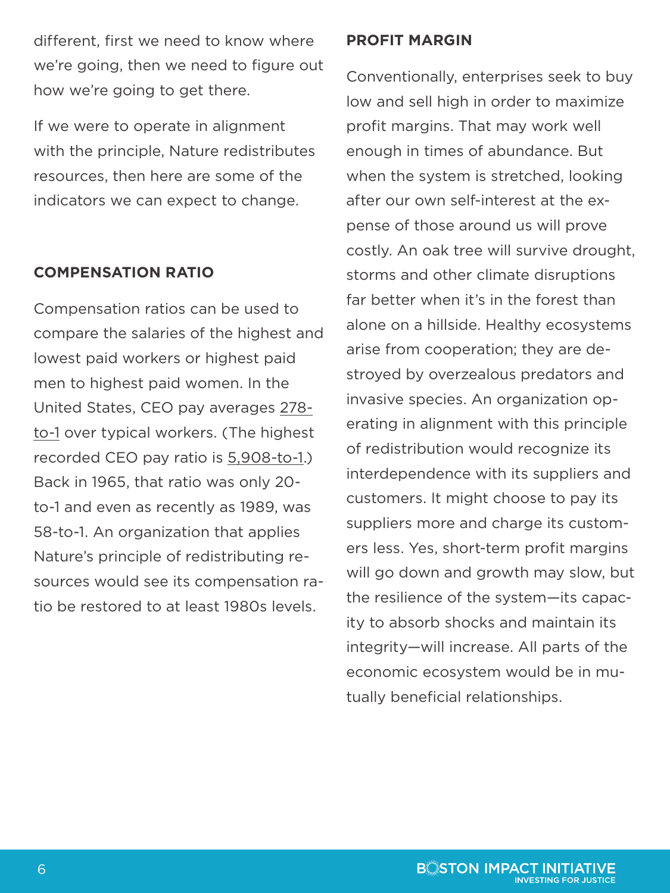different, first we need to know where we're going, then we need to figure out how we're going to get there.

If we were to operate in alignment with the principle, Nature redistributes resources, then here are some of the indicators we can expect to change.

### COMPENSATION RATIO

Compensation ratios can be used to compare the salaries of the highest and lowest paid workers or highest paid men to highest paid women. In the United States, CEO pay averages 278-to-1 over typical workers. (The highest recorded CEO pay ratio is 5,908-to-1.) Back in 1965, that ratio was only 20-to-1 and even as recently as 1989, was 58-to-1. An organization that applies Nature's principle of redistributing resources would see its compensation ratio be restored to at least 1980s levels.

### PROFIT MARGIN

Conventionally, enterprises seek to buy low and sell high in order to maximize profit margins. That may work well enough in times of abundance. But when the system is stretched, looking after our own self-interest at the expense of those around us will prove costly. An oak tree will survive drought, storms and other climate disruptions far better when it's in the forest than alone on a hillside. Healthy ecosystems arise from cooperation; they are destroyed by overzealous predators and invasive species. An organization operating in alignment with this principle of redistribution would recognize its interdependence with its suppliers and customers. It might choose to pay its suppliers more and charge its customers less. Yes, short-term profit margins will go down and growth may slow, but the resilience of the system—its capacity to absorb shocks and maintain its integrity—will increase. All parts of the economic ecosystem would be in mutually beneficial relationships.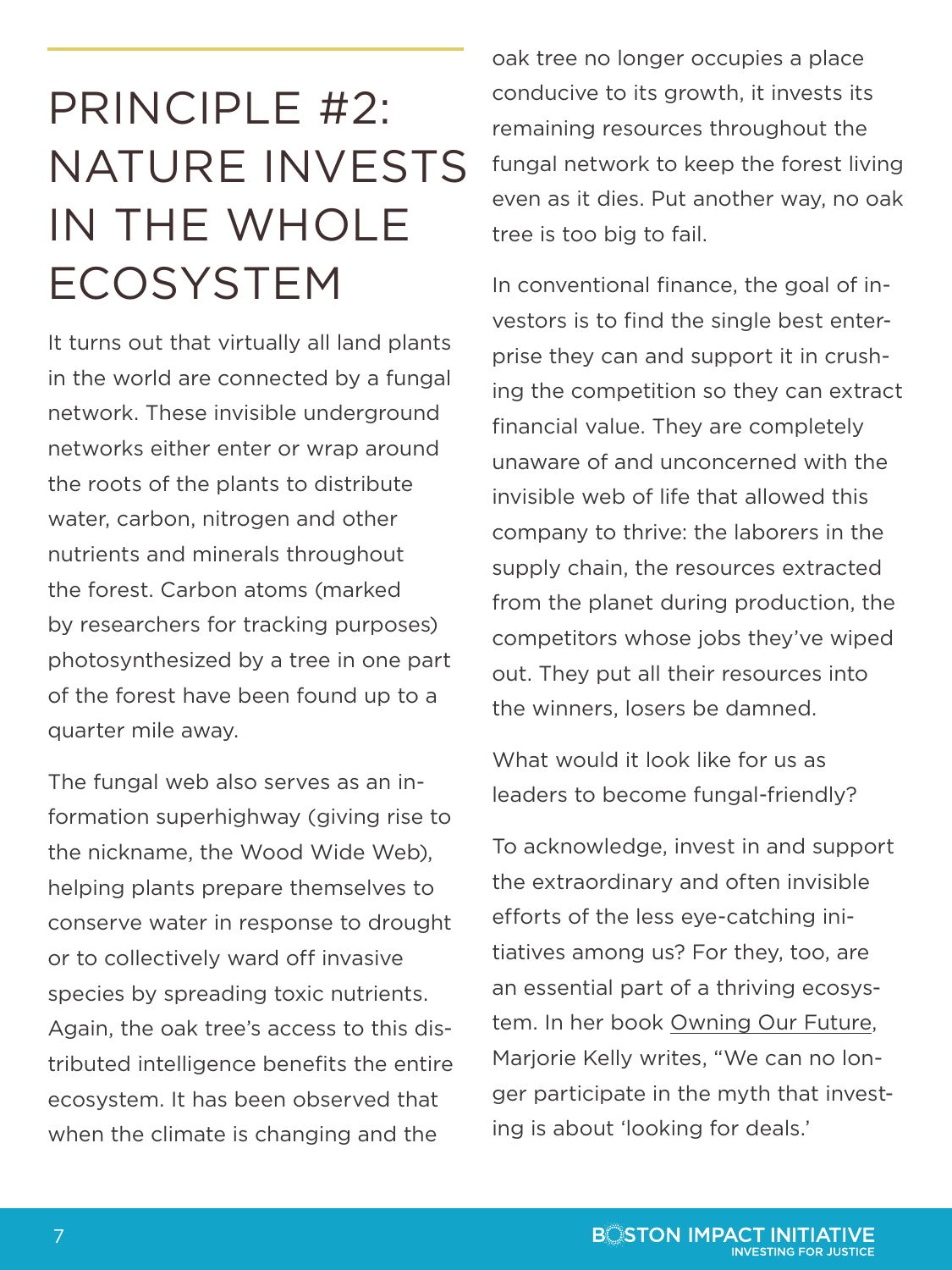# PRINCIPLE #2: NATURE INVESTS IN THE WHOLE ECOSYSTEM

It turns out that virtually all land plants in the world are connected by a fungal network. These invisible underground networks either enter or wrap around the roots of the plants to distribute water, carbon, nitrogen and other nutrients and minerals throughout the forest. Carbon atoms (marked by researchers for tracking purposes) photosynthesized by a tree in one part of the forest have been found up to a quarter mile away.

The fungal web also serves as an information superhighway (giving rise to the nickname, the Wood Wide Web), helping plants prepare themselves to conserve water in response to drought or to collectively ward off invasive species by spreading toxic nutrients. Again, the oak tree's access to this distributed intelligence benefits the entire ecosystem. It has been observed that when the climate is changing and the oak tree no longer occupies a place conducive to its growth, it invests its remaining resources throughout the fungal network to keep the forest living even as it dies. Put another way, no oak tree is too big to fail.

In conventional finance, the goal of investors is to find the single best enterprise they can and support it in crushing the competition so they can extract financial value. They are completely unaware of and unconcerned with the invisible web of life that allowed this company to thrive: the laborers in the supply chain, the resources extracted from the planet during production, the competitors whose jobs they've wiped out. They put all their resources into the winners, losers be damned.

What would it look like for us as leaders to become fungal-friendly?

To acknowledge, invest in and support the extraordinary and often invisible efforts of the less eye-catching initiatives among us? For they, too, are an essential part of a thriving ecosystem. In her book Owning Our Future, Marjorie Kelly writes, "We can no longer participate in the myth that investing is about 'looking for deals.'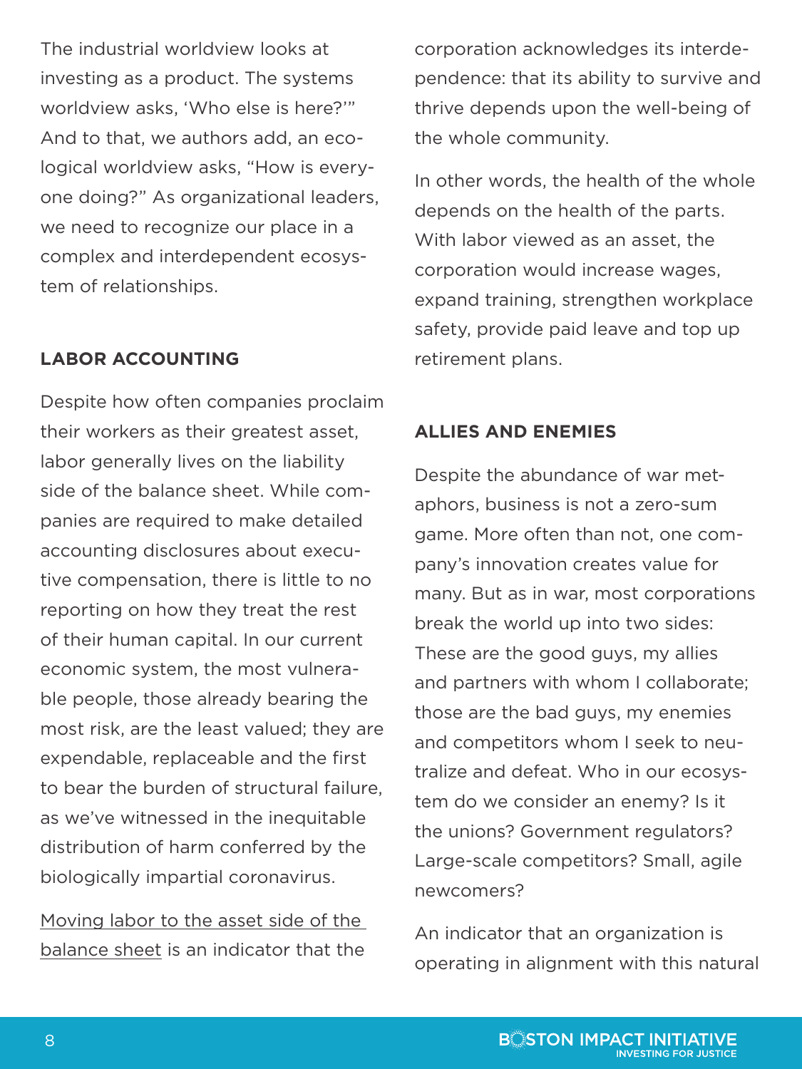The industrial worldview looks at investing as a product. The systems worldview asks, 'Who else is here?'" And to that, we authors add, an ecological worldview asks, "How is everyone doing?" As organizational leaders, we need to recognize our place in a complex and interdependent ecosystem of relationships.

## LABOR ACCOUNTING

Despite how often companies proclaim their workers as their greatest asset, labor generally lives on the liability side of the balance sheet. While companies are required to make detailed accounting disclosures about executive compensation, there is little to no reporting on how they treat the rest of their human capital. In our current economic system, the most vulnerable people, those already bearing the most risk, are the least valued; they are expendable, replaceable and the first to bear the burden of structural failure, as we've witnessed in the inequitable distribution of harm conferred by the biologically impartial coronavirus.

Moving labor to the asset side of the balance sheet is an indicator that the corporation acknowledges its interdependence: that its ability to survive and thrive depends upon the well-being of the whole community.

In other words, the health of the whole depends on the health of the parts. With labor viewed as an asset, the corporation would increase wages, expand training, strengthen workplace safety, provide paid leave and top up retirement plans.

## ALLIES AND ENEMIES

Despite the abundance of war metaphors, business is not a zero-sum game. More often than not, one company's innovation creates value for many. But as in war, most corporations break the world up into two sides: These are the good guys, my allies and partners with whom I collaborate; those are the bad guys, my enemies and competitors whom I seek to neutralize and defeat. Who in our ecosystem do we consider an enemy? Is it the unions? Government regulators? Large-scale competitors? Small, agile newcomers?

An indicator that an organization is operating in alignment with this natural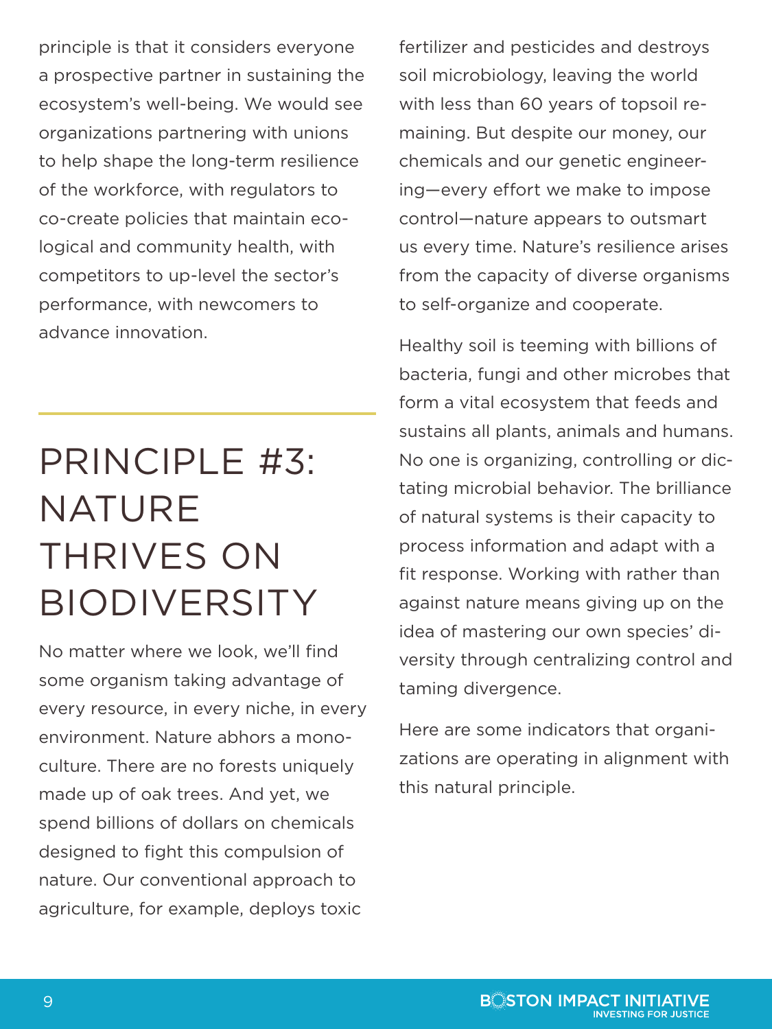principle is that it considers everyone a prospective partner in sustaining the ecosystem's well-being. We would see organizations partnering with unions to help shape the long-term resilience of the workforce, with regulators to co-create policies that maintain ecological and community health, with competitors to up-level the sector's performance, with newcomers to advance innovation.

## PRINCIPLE #3: NATURE THRIVES ON BIODIVERSITY

No matter where we look, we'll find some organism taking advantage of every resource, in every niche, in every environment. Nature abhors a monoculture. There are no forests uniquely made up of oak trees. And yet, we spend billions of dollars on chemicals designed to fight this compulsion of nature. Our conventional approach to agriculture, for example, deploys toxic fertilizer and pesticides and destroys soil microbiology, leaving the world with less than 60 years of topsoil remaining. But despite our money, our chemicals and our genetic engineering—every effort we make to impose control—nature appears to outsmart us every time. Nature's resilience arises from the capacity of diverse organisms to self-organize and cooperate.

Healthy soil is teeming with billions of bacteria, fungi and other microbes that form a vital ecosystem that feeds and sustains all plants, animals and humans. No one is organizing, controlling or dictating microbial behavior. The brilliance of natural systems is their capacity to process information and adapt with a fit response. Working with rather than against nature means giving up on the idea of mastering our own species' diversity through centralizing control and taming divergence.

Here are some indicators that organizations are operating in alignment with this natural principle.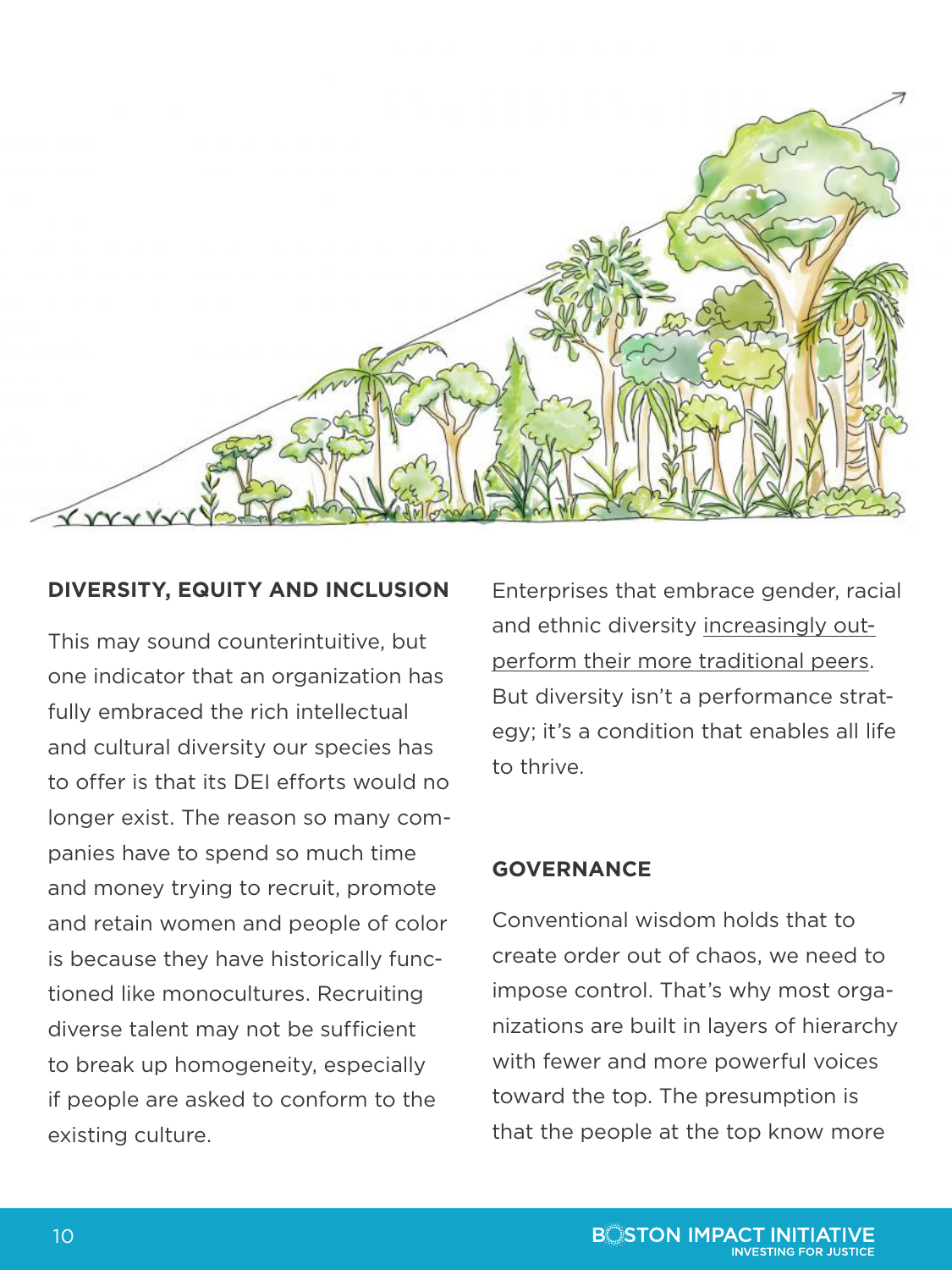## DIVERSITY, EQUITY AND INCLUSION

This may sound counterintuitive, but one indicator that an organization has fully embraced the rich intellectual and cultural diversity our species has to offer is that its DEI efforts would no longer exist. The reason so many companies have to spend so much time and money trying to recruit, promote and retain women and people of color is because they have historically functioned like monocultures. Recruiting diverse talent may not be sufficient to break up homogeneity, especially if people are asked to conform to the existing culture.

Enterprises that embrace gender, racial and ethnic diversity increasingly outperform their more traditional peers. But diversity isn't a performance strategy; it's a condition that enables all life to thrive.

## GOVERNANCE

Conventional wisdom holds that to create order out of chaos, we need to impose control. That's why most organizations are built in layers of hierarchy with fewer and more powerful voices toward the top. The presumption is that the people at the top know more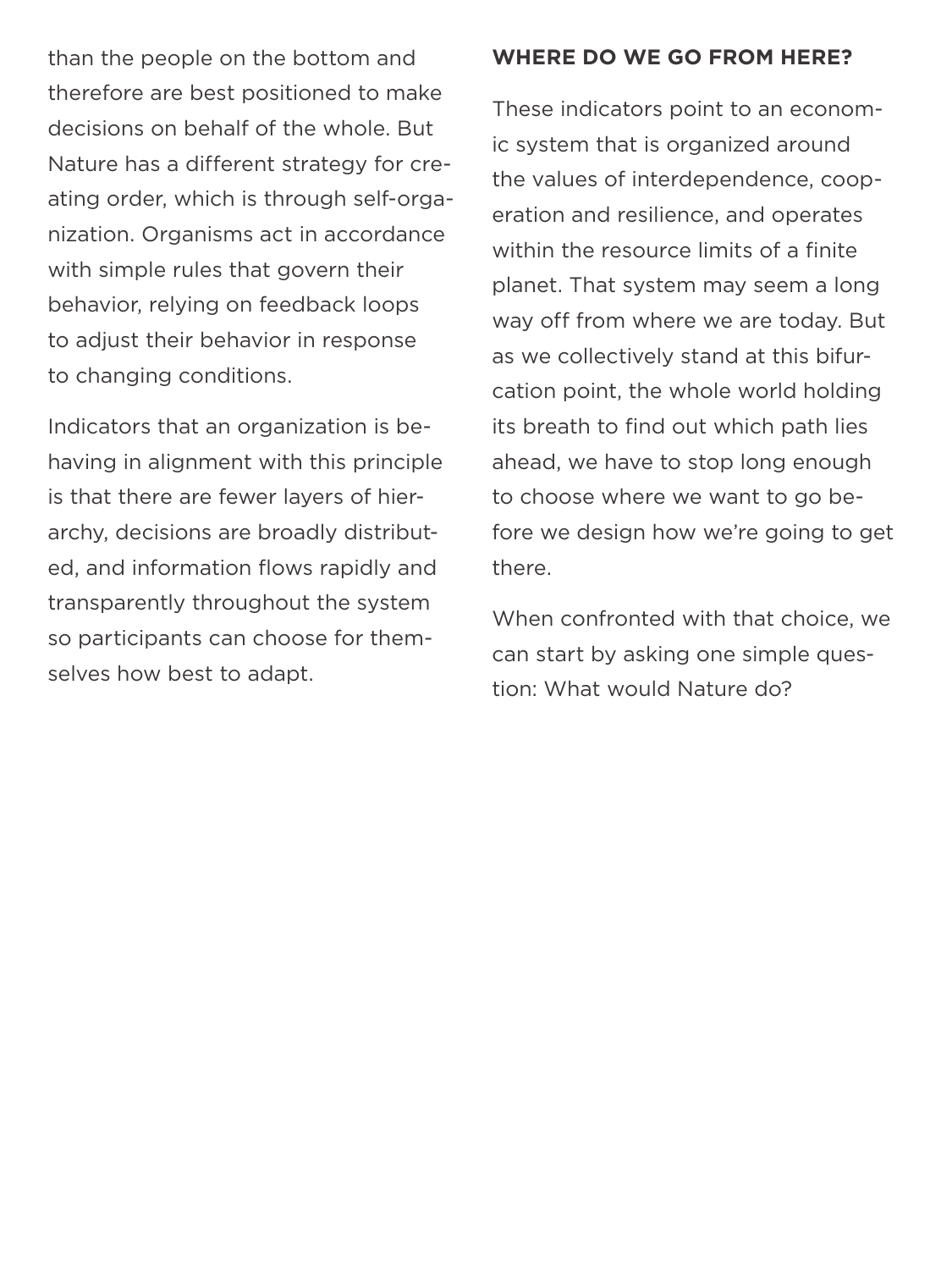than the people on the bottom and therefore are best positioned to make decisions on behalf of the whole. But Nature has a different strategy for creating order, which is through self-organization. Organisms act in accordance with simple rules that govern their behavior, relying on feedback loops to adjust their behavior in response to changing conditions.

Indicators that an organization is behaving in alignment with this principle is that there are fewer layers of hierarchy, decisions are broadly distributed, and information flows rapidly and transparently throughout the system so participants can choose for themselves how best to adapt.

**WHERE DO WE GO FROM HERE?**

These indicators point to an economic system that is organized around the values of interdependence, cooperation and resilience, and operates within the resource limits of a finite planet. That system may seem a long way off from where we are today. But as we collectively stand at this bifurcation point, the whole world holding its breath to find out which path lies ahead, we have to stop long enough to choose where we want to go before we design how we're going to get there.

When confronted with that choice, we can start by asking one simple question: What would Nature do?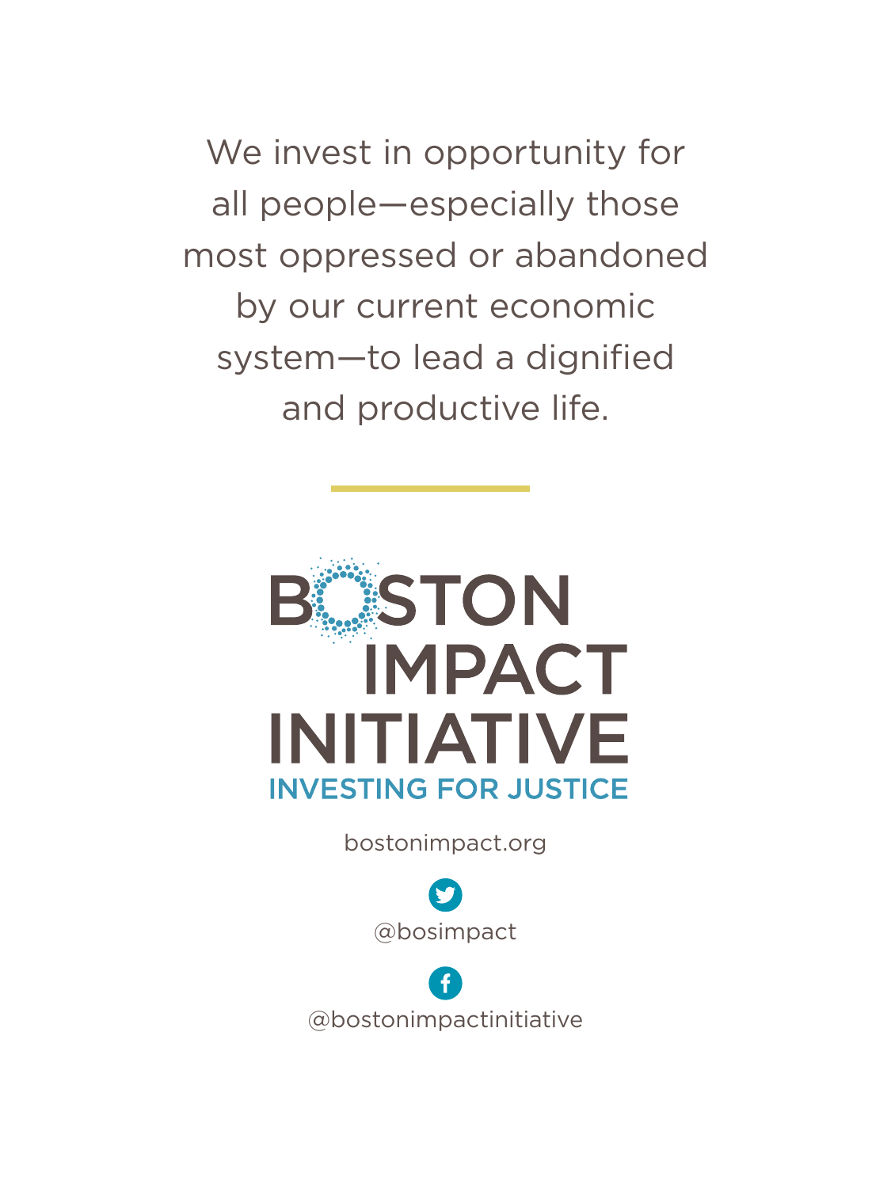We invest in opportunity for all people—especially those most oppressed or abandoned by our current economic system—to lead a dignified and productive life.

BOSTON IMPACT INITIATIVE

INVESTING FOR JUSTICE

bostonimpact.org

@bosimpact

@bostonimpactinitiative